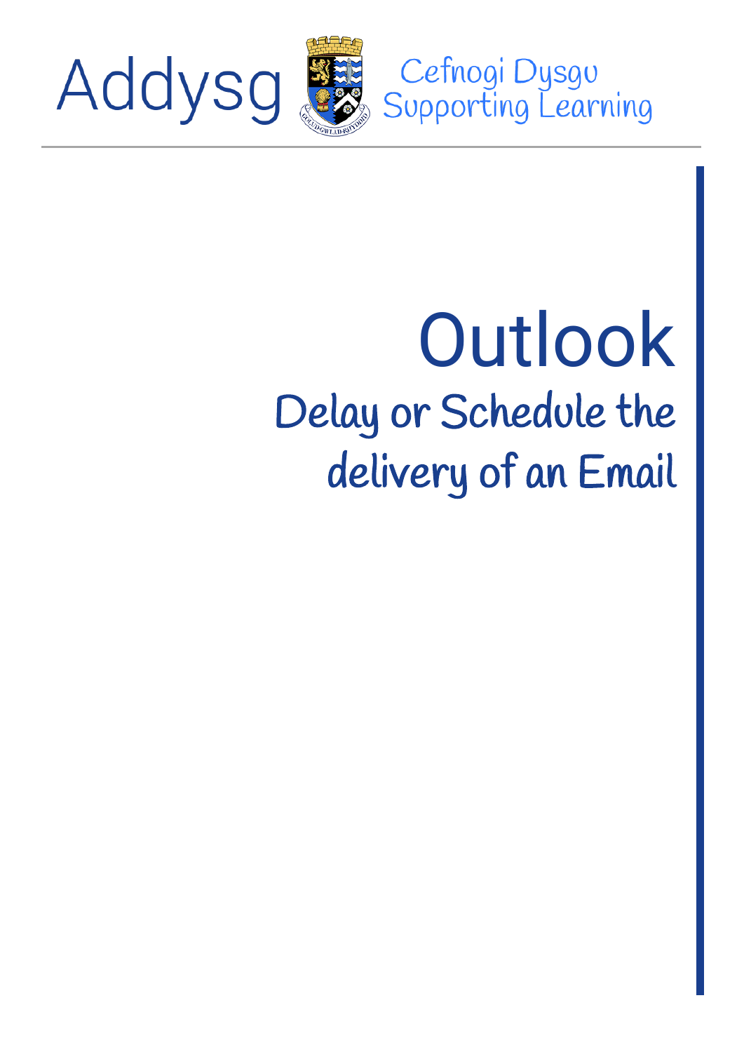Addysg

Cefnogi Dysgu
Supporting Learning

# Outlook

## Delay or Schedule the delivery of an Email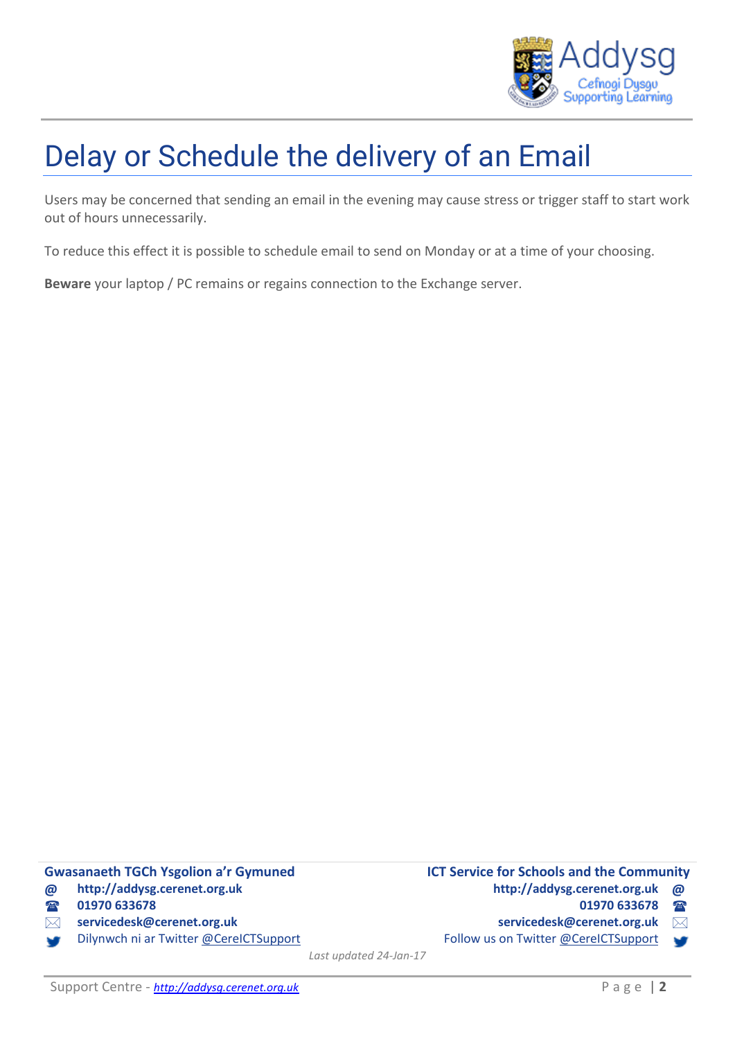# Delay or Schedule the delivery of an Email

Users may be concerned that sending an email in the evening may cause stress or trigger staff to start work out of hours unnecessarily.

To reduce this effect it is possible to schedule email to send on Monday or at a time of your choosing.

**Beware** your laptop / PC remains or regains connection to the Exchange server.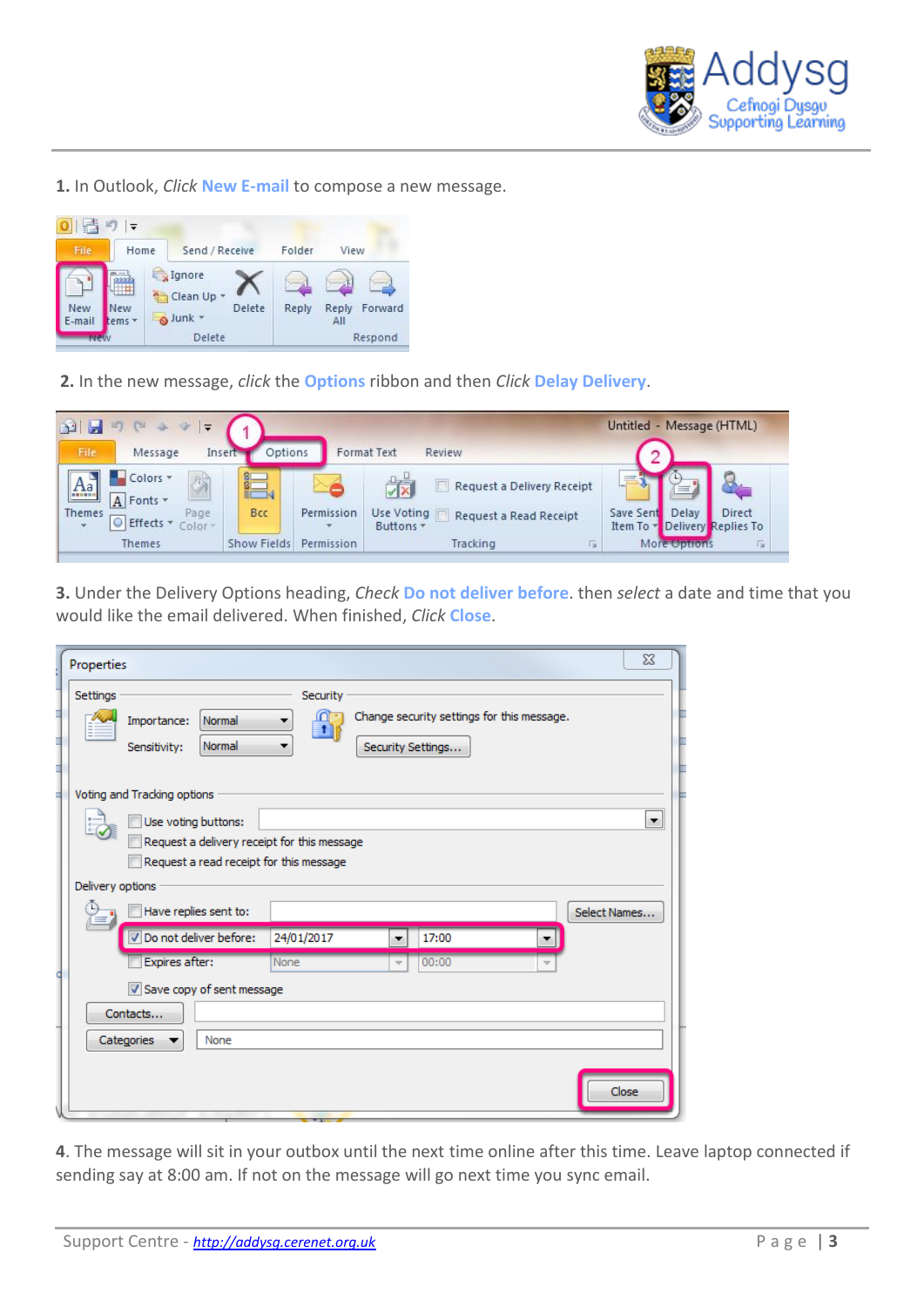**1.** In Outlook, *Click* **New E-mail** to compose a new message.

**2.** In the new message, *click* the **Options** ribbon and then *Click* **Delay Delivery**.

**3.** Under the Delivery Options heading, *Check* **Do not deliver before**. then *select* a date and time that you would like the email delivered. When finished, *Click* **Close**.

**4**. The message will sit in your outbox until the next time online after this time. Leave laptop connected if sending say at 8:00 am. If not on the message will go next time you sync email.